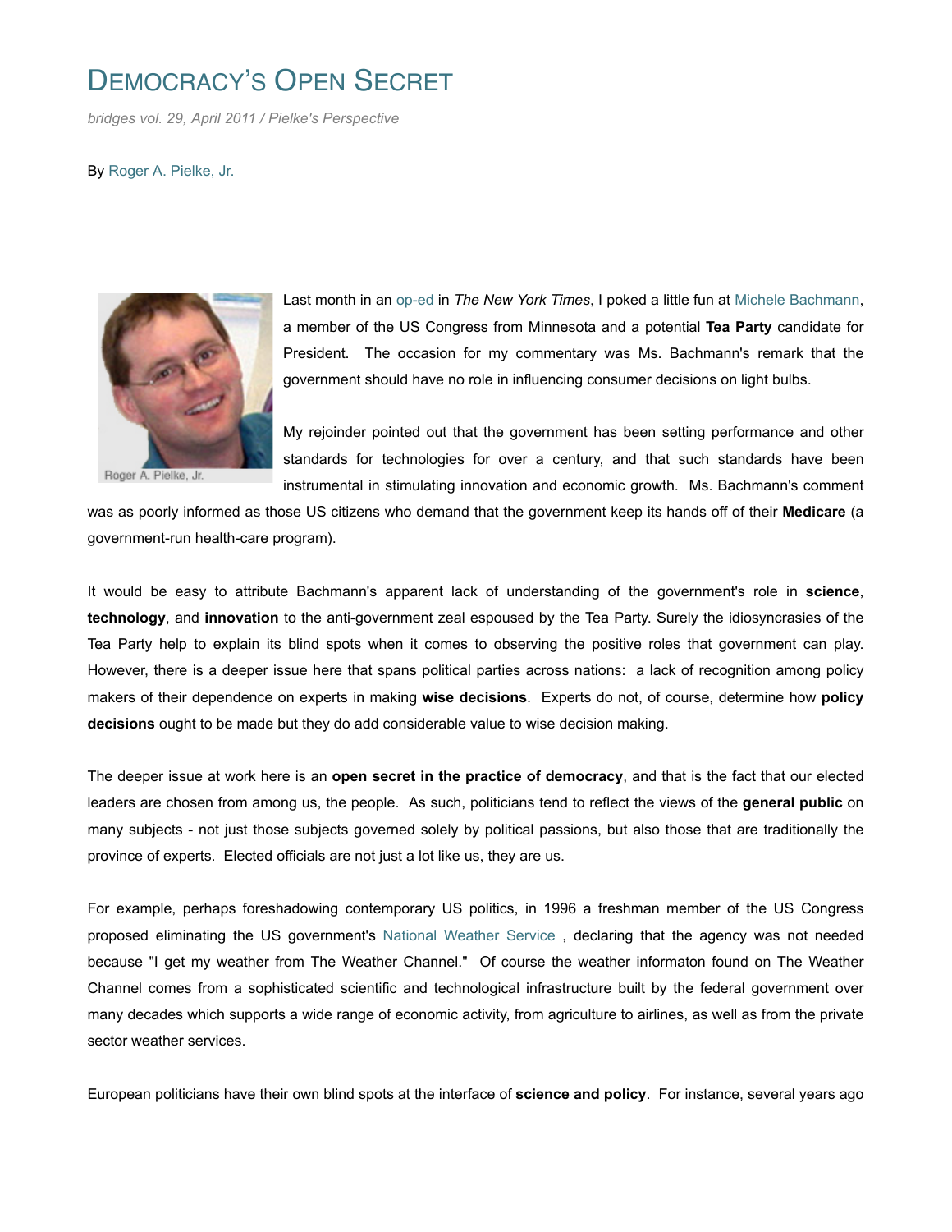# Democracy's Open Secret

*bridges vol. 29, April 2011 / Pielke's Perspective*

By Roger A. Pielke, Jr.

Roger A. Pielke, Jr.

Last month in an op-ed in *The New York Times*, I poked a little fun at Michele Bachmann, a member of the US Congress from Minnesota and a potential **Tea Party** candidate for President. The occasion for my commentary was Ms. Bachmann's remark that the government should have no role in influencing consumer decisions on light bulbs.

My rejoinder pointed out that the government has been setting performance and other standards for technologies for over a century, and that such standards have been instrumental in stimulating innovation and economic growth. Ms. Bachmann's comment was as poorly informed as those US citizens who demand that the government keep its hands off of their **Medicare** (a government-run health-care program).

It would be easy to attribute Bachmann's apparent lack of understanding of the government's role in **science**, **technology**, and **innovation** to the anti-government zeal espoused by the Tea Party. Surely the idiosyncrasies of the Tea Party help to explain its blind spots when it comes to observing the positive roles that government can play. However, there is a deeper issue here that spans political parties across nations: a lack of recognition among policy makers of their dependence on experts in making **wise decisions**. Experts do not, of course, determine how **policy decisions** ought to be made but they do add considerable value to wise decision making.

The deeper issue at work here is an **open secret in the practice of democracy**, and that is the fact that our elected leaders are chosen from among us, the people. As such, politicians tend to reflect the views of the **general public** on many subjects - not just those subjects governed solely by political passions, but also those that are traditionally the province of experts. Elected officials are not just a lot like us, they are us.

For example, perhaps foreshadowing contemporary US politics, in 1996 a freshman member of the US Congress proposed eliminating the US government's National Weather Service , declaring that the agency was not needed because "I get my weather from The Weather Channel." Of course the weather informaton found on The Weather Channel comes from a sophisticated scientific and technological infrastructure built by the federal government over many decades which supports a wide range of economic activity, from agriculture to airlines, as well as from the private sector weather services.

European politicians have their own blind spots at the interface of **science and policy**. For instance, several years ago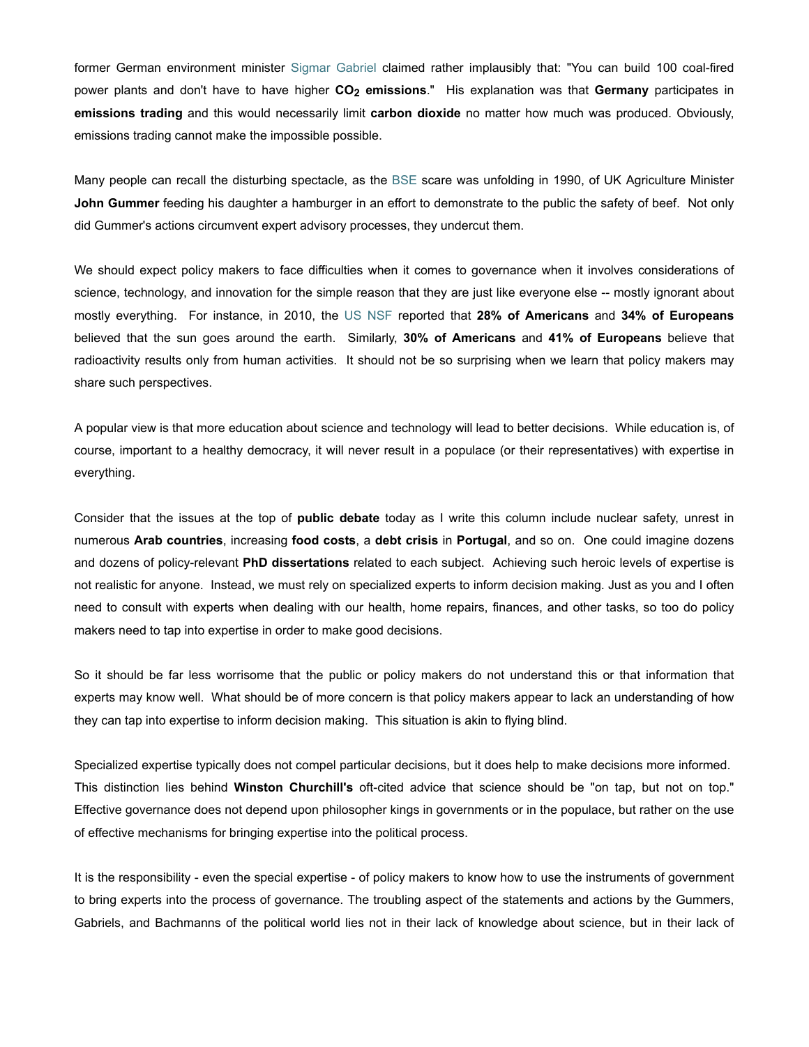former German environment minister Sigmar Gabriel claimed rather implausibly that: "You can build 100 coal-fired power plants and don't have to have higher **$CO_2$ emissions**." His explanation was that **Germany** participates in **emissions trading** and this would necessarily limit **carbon dioxide** no matter how much was produced. Obviously, emissions trading cannot make the impossible possible.

Many people can recall the disturbing spectacle, as the BSE scare was unfolding in 1990, of UK Agriculture Minister **John Gummer** feeding his daughter a hamburger in an effort to demonstrate to the public the safety of beef. Not only did Gummer's actions circumvent expert advisory processes, they undercut them.

We should expect policy makers to face difficulties when it comes to governance when it involves considerations of science, technology, and innovation for the simple reason that they are just like everyone else -- mostly ignorant about mostly everything. For instance, in 2010, the US NSF reported that **28% of Americans** and **34% of Europeans** believed that the sun goes around the earth. Similarly, **30% of Americans** and **41% of Europeans** believe that radioactivity results only from human activities. It should not be so surprising when we learn that policy makers may share such perspectives.

A popular view is that more education about science and technology will lead to better decisions. While education is, of course, important to a healthy democracy, it will never result in a populace (or their representatives) with expertise in everything.

Consider that the issues at the top of **public debate** today as I write this column include nuclear safety, unrest in numerous **Arab countries**, increasing **food costs**, a **debt crisis** in **Portugal**, and so on. One could imagine dozens and dozens of policy-relevant **PhD dissertations** related to each subject. Achieving such heroic levels of expertise is not realistic for anyone. Instead, we must rely on specialized experts to inform decision making. Just as you and I often need to consult with experts when dealing with our health, home repairs, finances, and other tasks, so too do policy makers need to tap into expertise in order to make good decisions.

So it should be far less worrisome that the public or policy makers do not understand this or that information that experts may know well. What should be of more concern is that policy makers appear to lack an understanding of how they can tap into expertise to inform decision making. This situation is akin to flying blind.

Specialized expertise typically does not compel particular decisions, but it does help to make decisions more informed. This distinction lies behind **Winston Churchill's** oft-cited advice that science should be "on tap, but not on top." Effective governance does not depend upon philosopher kings in governments or in the populace, but rather on the use of effective mechanisms for bringing expertise into the political process.

It is the responsibility - even the special expertise - of policy makers to know how to use the instruments of government to bring experts into the process of governance. The troubling aspect of the statements and actions by the Gummers, Gabriels, and Bachmanns of the political world lies not in their lack of knowledge about science, but in their lack of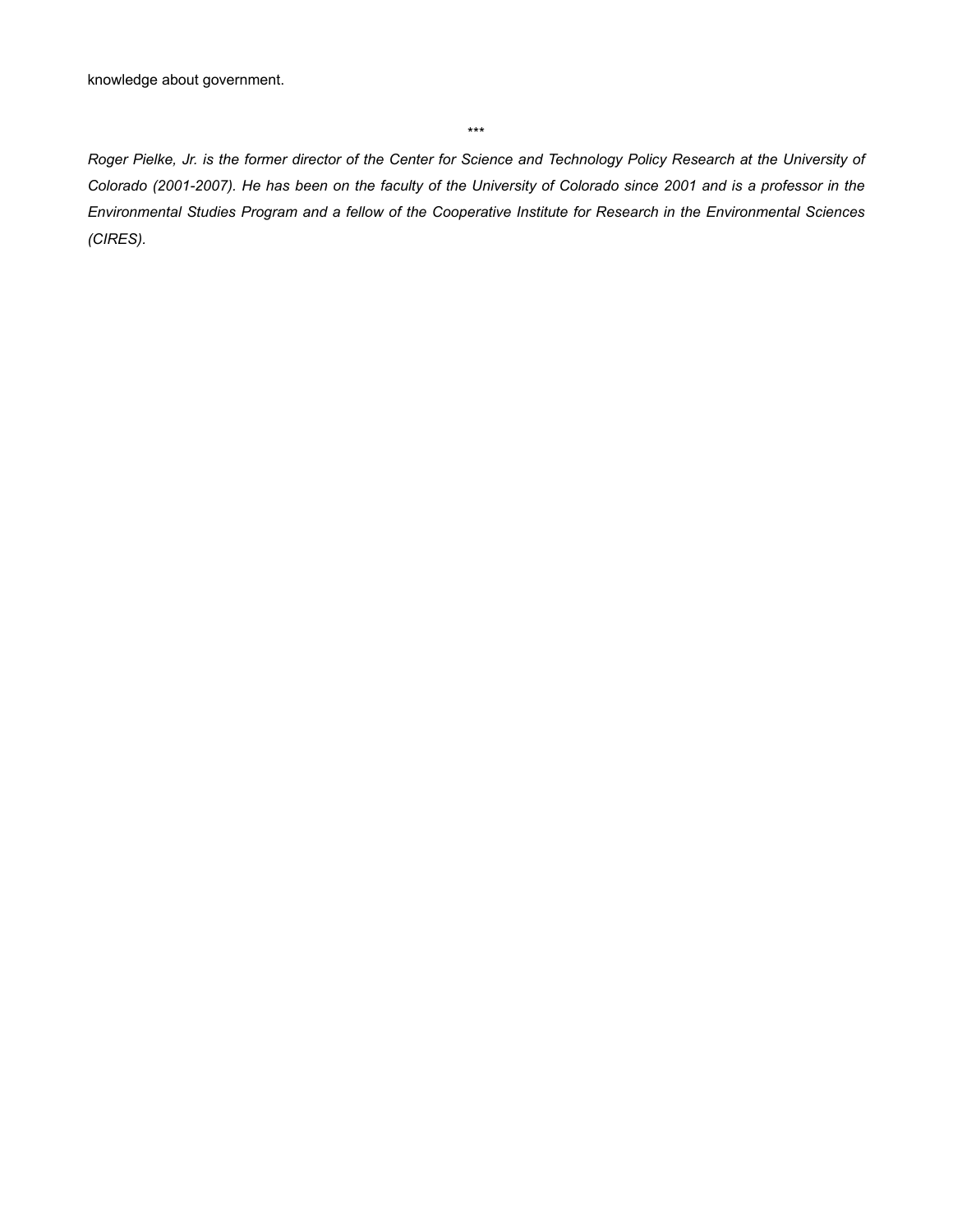knowledge about government.

***

*Roger Pielke, Jr. is the former director of the Center for Science and Technology Policy Research at the University of Colorado (2001-2007). He has been on the faculty of the University of Colorado since 2001 and is a professor in the Environmental Studies Program and a fellow of the Cooperative Institute for Research in the Environmental Sciences (CIRES).*